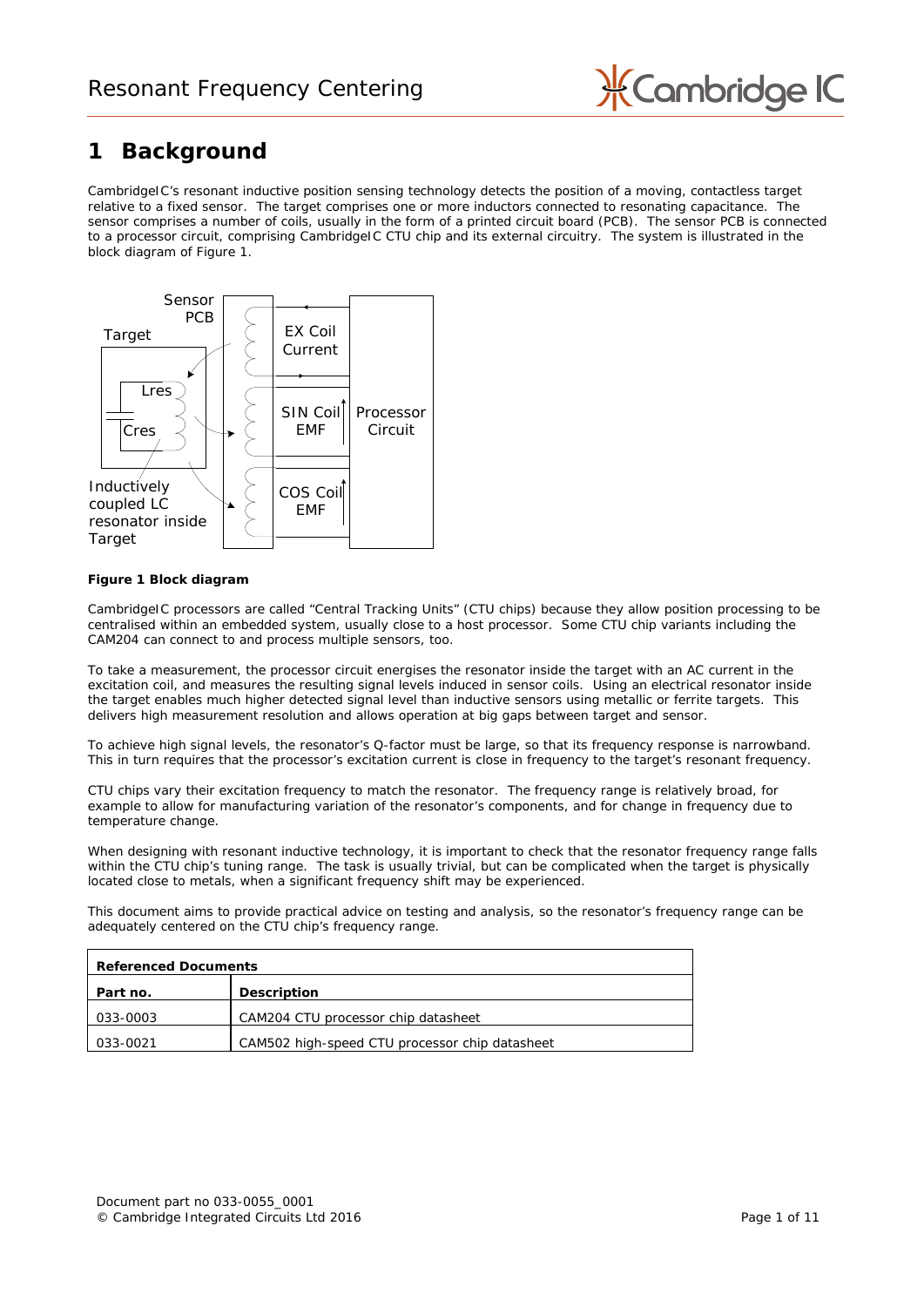# 1 Background

CambridgeIC's resonant inductive position sensing technology detects the position of a moving, contactless target relative to a fixed sensor. The target comprises one or more inductors connected to resonating capacitance. The sensor comprises a number of coils, usually in the form of a printed circuit board (PCB). The sensor PCB is connected to a processor circuit, comprising CambridgeIC CTU chip and its external circuitry. The system is illustrated in the block diagram of Figure 1.

**Figure 1 Block diagram**

CambridgeIC processors are called "Central Tracking Units" (CTU chips) because they allow position processing to be centralised within an embedded system, usually close to a host processor. Some CTU chip variants including the CAM204 can connect to and process multiple sensors, too.

To take a measurement, the processor circuit energises the resonator inside the target with an AC current in the excitation coil, and measures the resulting signal levels induced in sensor coils. Using an electrical resonator inside the target enables much higher detected signal level than inductive sensors using metallic or ferrite targets. This delivers high measurement resolution and allows operation at big gaps between target and sensor.

To achieve high signal levels, the resonator's Q-factor must be large, so that its frequency response is narrowband. This in turn requires that the processor's excitation current is close in frequency to the target's resonant frequency.

CTU chips vary their excitation frequency to match the resonator. The frequency range is relatively broad, for example to allow for manufacturing variation of the resonator's components, and for change in frequency due to temperature change.

When designing with resonant inductive technology, it is important to check that the resonator frequency range falls within the CTU chip's tuning range. The task is usually trivial, but can be complicated when the target is physically located close to metals, when a significant frequency shift may be experienced.

This document aims to provide practical advice on testing and analysis, so the resonator's frequency range can be adequately centered on the CTU chip's frequency range.

| **Referenced Documents** | |
|---|---|
| **Part no.** | **Description** |
| 033-0003 | CAM204 CTU processor chip datasheet |
| 033-0021 | CAM502 high-speed CTU processor chip datasheet |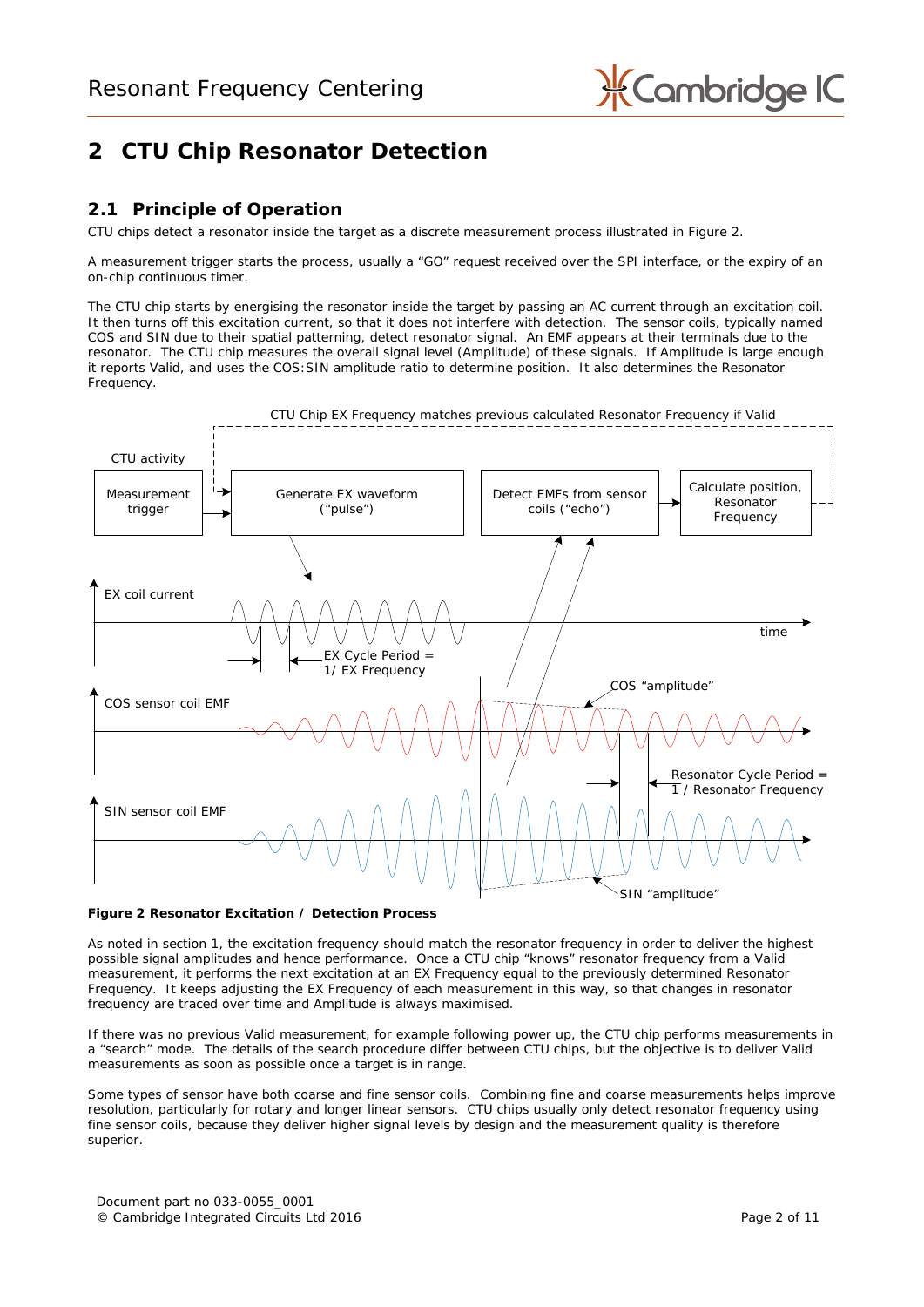## 2 CTU Chip Resonator Detection

### 2.1 Principle of Operation

CTU chips detect a resonator inside the target as a discrete measurement process illustrated in Figure 2.

A measurement trigger starts the process, usually a "GO" request received over the SPI interface, or the expiry of an on-chip continuous timer.

The CTU chip starts by energising the resonator inside the target by passing an AC current through an excitation coil. It then turns off this excitation current, so that it does not interfere with detection. The sensor coils, typically named COS and SIN due to their spatial patterning, detect resonator signal. An EMF appears at their terminals due to the resonator. The CTU chip measures the overall signal level (Amplitude) of these signals. If Amplitude is large enough it reports Valid, and uses the COS:SIN amplitude ratio to determine position. It also determines the Resonator Frequency.

**Figure 2 Resonator Excitation / Detection Process**

As noted in section 1, the excitation frequency should match the resonator frequency in order to deliver the highest possible signal amplitudes and hence performance. Once a CTU chip "knows" resonator frequency from a Valid measurement, it performs the next excitation at an EX Frequency equal to the previously determined Resonator Frequency. It keeps adjusting the EX Frequency of each measurement in this way, so that changes in resonator frequency are traced over time and Amplitude is always maximised.

If there was no previous Valid measurement, for example following power up, the CTU chip performs measurements in a "search" mode. The details of the search procedure differ between CTU chips, but the objective is to deliver Valid measurements as soon as possible once a target is in range.

Some types of sensor have both coarse and fine sensor coils. Combining fine and coarse measurements helps improve resolution, particularly for rotary and longer linear sensors. CTU chips usually only detect resonator frequency using fine sensor coils, because they deliver higher signal levels by design and the measurement quality is therefore superior.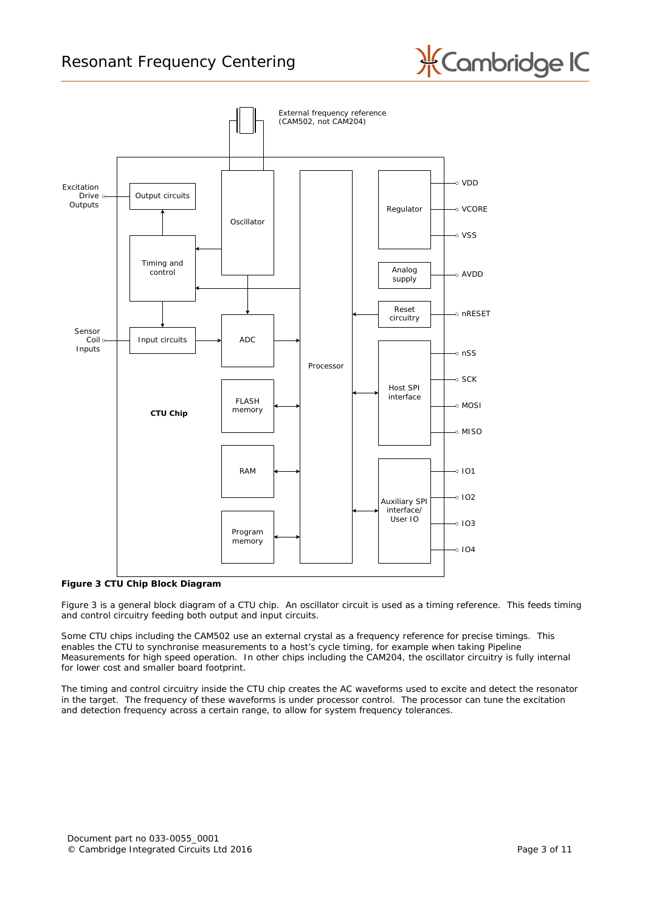**Figure 3 CTU Chip Block Diagram**

Figure 3 is a general block diagram of a CTU chip. An oscillator circuit is used as a timing reference. This feeds timing and control circuitry feeding both output and input circuits.

Some CTU chips including the CAM502 use an external crystal as a frequency reference for precise timings. This enables the CTU to synchronise measurements to a host's cycle timing, for example when taking Pipeline Measurements for high speed operation. In other chips including the CAM204, the oscillator circuitry is fully internal for lower cost and smaller board footprint.

The timing and control circuitry inside the CTU chip creates the AC waveforms used to excite and detect the resonator in the target. The frequency of these waveforms is under processor control. The processor can tune the excitation and detection frequency across a certain range, to allow for system frequency tolerances.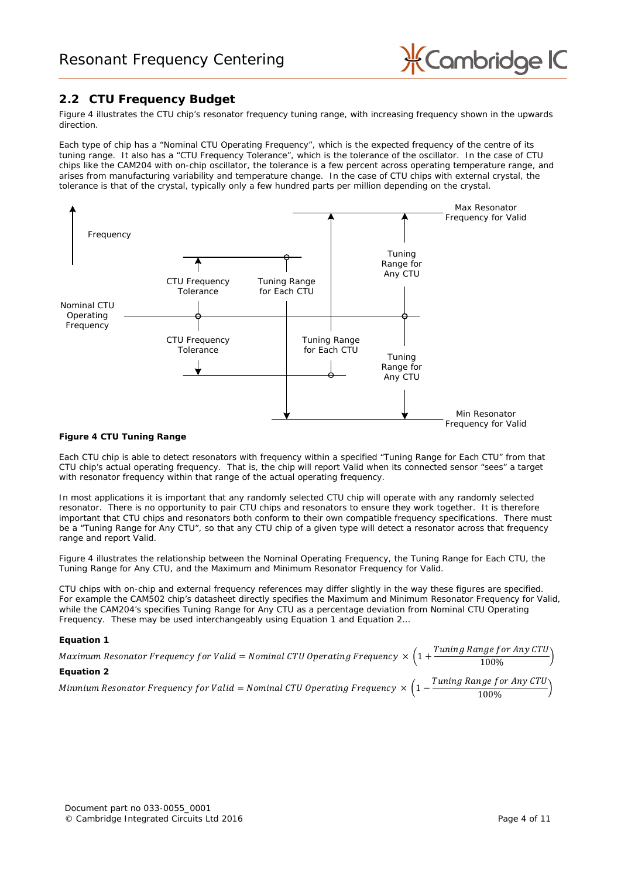## 2.2 CTU Frequency Budget

Figure 4 illustrates the CTU chip's resonator frequency tuning range, with increasing frequency shown in the upwards direction.

Each type of chip has a "Nominal CTU Operating Frequency", which is the expected frequency of the centre of its tuning range. It also has a "CTU Frequency Tolerance", which is the tolerance of the oscillator. In the case of CTU chips like the CAM204 with on-chip oscillator, the tolerance is a few percent across operating temperature range, and arises from manufacturing variability and temperature change. In the case of CTU chips with external crystal, the tolerance is that of the crystal, typically only a few hundred parts per million depending on the crystal.

**Figure 4 CTU Tuning Range**

Each CTU chip is able to detect resonators with frequency within a specified "Tuning Range for Each CTU" from that CTU chip's actual operating frequency. That is, the chip will report Valid when its connected sensor "sees" a target with resonator frequency within that range of the actual operating frequency.

In most applications it is important that any randomly selected CTU chip will operate with any randomly selected resonator. There is no opportunity to pair CTU chips and resonators to ensure they work together. It is therefore important that CTU chips and resonators both conform to their own compatible frequency specifications. There must be a "Tuning Range for Any CTU", so that any CTU chip of a given type will detect a resonator across that frequency range and report Valid.

Figure 4 illustrates the relationship between the Nominal Operating Frequency, the Tuning Range for Each CTU, the Tuning Range for Any CTU, and the Maximum and Minimum Resonator Frequency for Valid.

CTU chips with on-chip and external frequency references may differ slightly in the way these figures are specified. For example the CAM502 chip's datasheet directly specifies the Maximum and Minimum Resonator Frequency for Valid, while the CAM204's specifies Tuning Range for Any CTU as a percentage deviation from Nominal CTU Operating Frequency. These may be used interchangeably using Equation 1 and Equation 2…

**Equation 1**

$$Maximum\ Resonator\ Frequency\ for\ Valid = Nominal\ CTU\ Operating\ Frequency\ \times \left(1 + \frac{Tuning\ Range\ for\ Any\ CTU}{100\%}\right)$$

**Equation 2**

$$Minmium\ Resonator\ Frequency\ for\ Valid = Nominal\ CTU\ Operating\ Frequency\ \times \left(1 - \frac{Tuning\ Range\ for\ Any\ CTU}{100\%}\right)$$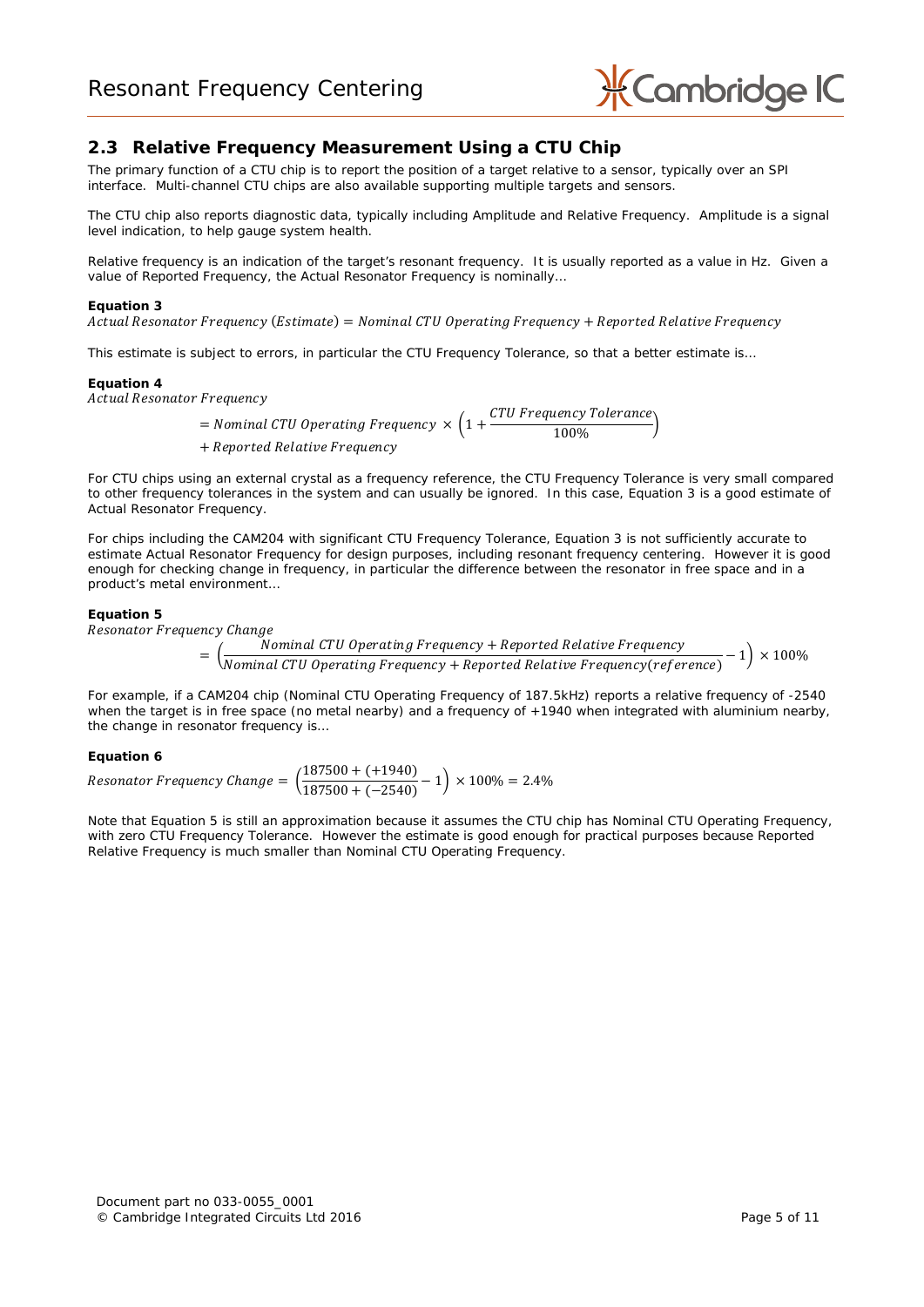## 2.3 Relative Frequency Measurement Using a CTU Chip

The primary function of a CTU chip is to report the position of a target relative to a sensor, typically over an SPI interface. Multi-channel CTU chips are also available supporting multiple targets and sensors.

The CTU chip also reports diagnostic data, typically including Amplitude and Relative Frequency. Amplitude is a signal level indication, to help gauge system health.

Relative frequency is an indication of the target's resonant frequency. It is usually reported as a value in Hz. Given a value of Reported Frequency, the Actual Resonator Frequency is nominally…

**Equation 3**

$$Actual\ Resonator\ Frequency\ (Estimate) = Nominal\ CTU\ Operating\ Frequency + Reported\ Relative\ Frequency$$

This estimate is subject to errors, in particular the CTU Frequency Tolerance, so that a better estimate is…

**Equation 4**

$$\begin{aligned} &Actual\ Resonator\ Frequency \\ &\quad = Nominal\ CTU\ Operating\ Frequency \times \left(1 + \frac{CTU\ Frequency\ Tolerance}{100\%}\right) \\ &\quad + Reported\ Relative\ Frequency \end{aligned}$$

For CTU chips using an external crystal as a frequency reference, the CTU Frequency Tolerance is very small compared to other frequency tolerances in the system and can usually be ignored. In this case, Equation 3 is a good estimate of Actual Resonator Frequency.

For chips including the CAM204 with significant CTU Frequency Tolerance, Equation 3 is not sufficiently accurate to estimate Actual Resonator Frequency for design purposes, including resonant frequency centering. However it is good enough for checking change in frequency, in particular the difference between the resonator in free space and in a product's metal environment…

**Equation 5**

$$\begin{aligned} &Resonator\ Frequency\ Change \\ &\quad = \left(\frac{Nominal\ CTU\ Operating\ Frequency + Reported\ Relative\ Frequency}{Nominal\ CTU\ Operating\ Frequency + Reported\ Relative\ Frequency(reference)} - 1\right) \times 100\% \end{aligned}$$

For example, if a CAM204 chip (Nominal CTU Operating Frequency of 187.5kHz) reports a relative frequency of -2540 when the target is in free space (no metal nearby) and a frequency of +1940 when integrated with aluminium nearby, the change in resonator frequency is…

**Equation 6**

$$Resonator\ Frequency\ Change = \left(\frac{187500 + (+1940)}{187500 + (-2540)} - 1\right) \times 100\% = 2.4\%$$

Note that Equation 5 is still an approximation because it assumes the CTU chip has Nominal CTU Operating Frequency, with zero CTU Frequency Tolerance. However the estimate is good enough for practical purposes because Reported Relative Frequency is much smaller than Nominal CTU Operating Frequency.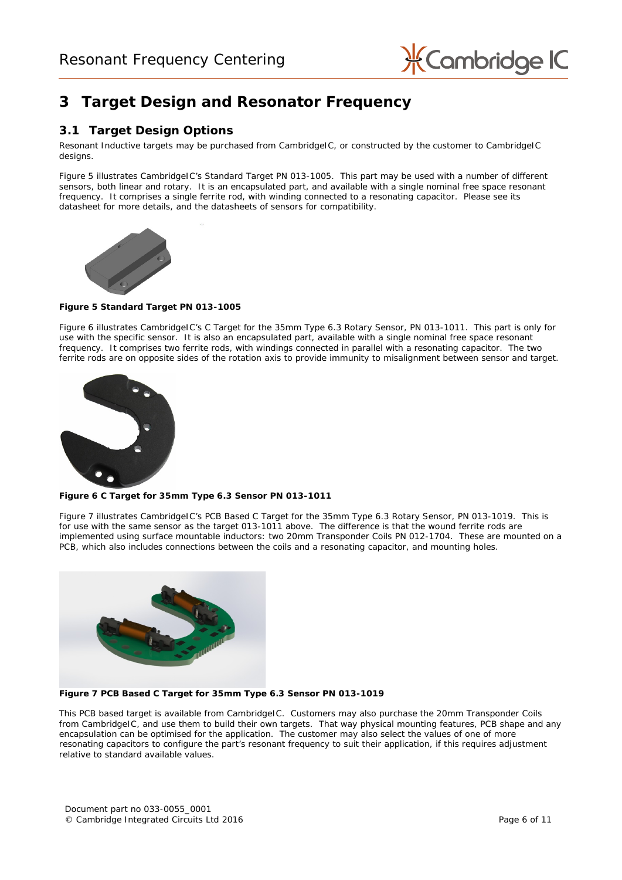# 3 Target Design and Resonator Frequency

## 3.1 Target Design Options

Resonant Inductive targets may be purchased from CambridgeIC, or constructed by the customer to CambridgeIC designs.

Figure 5 illustrates CambridgeIC's Standard Target PN 013-1005. This part may be used with a number of different sensors, both linear and rotary. It is an encapsulated part, and available with a single nominal free space resonant frequency. It comprises a single ferrite rod, with winding connected to a resonating capacitor. Please see its datasheet for more details, and the datasheets of sensors for compatibility.

**Figure 5 Standard Target PN 013-1005**

Figure 6 illustrates CambridgeIC's C Target for the 35mm Type 6.3 Rotary Sensor, PN 013-1011. This part is only for use with the specific sensor. It is also an encapsulated part, available with a single nominal free space resonant frequency. It comprises two ferrite rods, with windings connected in parallel with a resonating capacitor. The two ferrite rods are on opposite sides of the rotation axis to provide immunity to misalignment between sensor and target.

**Figure 6 C Target for 35mm Type 6.3 Sensor PN 013-1011**

Figure 7 illustrates CambridgeIC's PCB Based C Target for the 35mm Type 6.3 Rotary Sensor, PN 013-1019. This is for use with the same sensor as the target 013-1011 above. The difference is that the wound ferrite rods are implemented using surface mountable inductors: two 20mm Transponder Coils PN 012-1704. These are mounted on a PCB, which also includes connections between the coils and a resonating capacitor, and mounting holes.

**Figure 7 PCB Based C Target for 35mm Type 6.3 Sensor PN 013-1019**

This PCB based target is available from CambridgeIC. Customers may also purchase the 20mm Transponder Coils from CambridgeIC, and use them to build their own targets. That way physical mounting features, PCB shape and any encapsulation can be optimised for the application. The customer may also select the values of one of more resonating capacitors to configure the part's resonant frequency to suit their application, if this requires adjustment relative to standard available values.

Document part no 033-0055_0001
© Cambridge Integrated Circuits Ltd 2016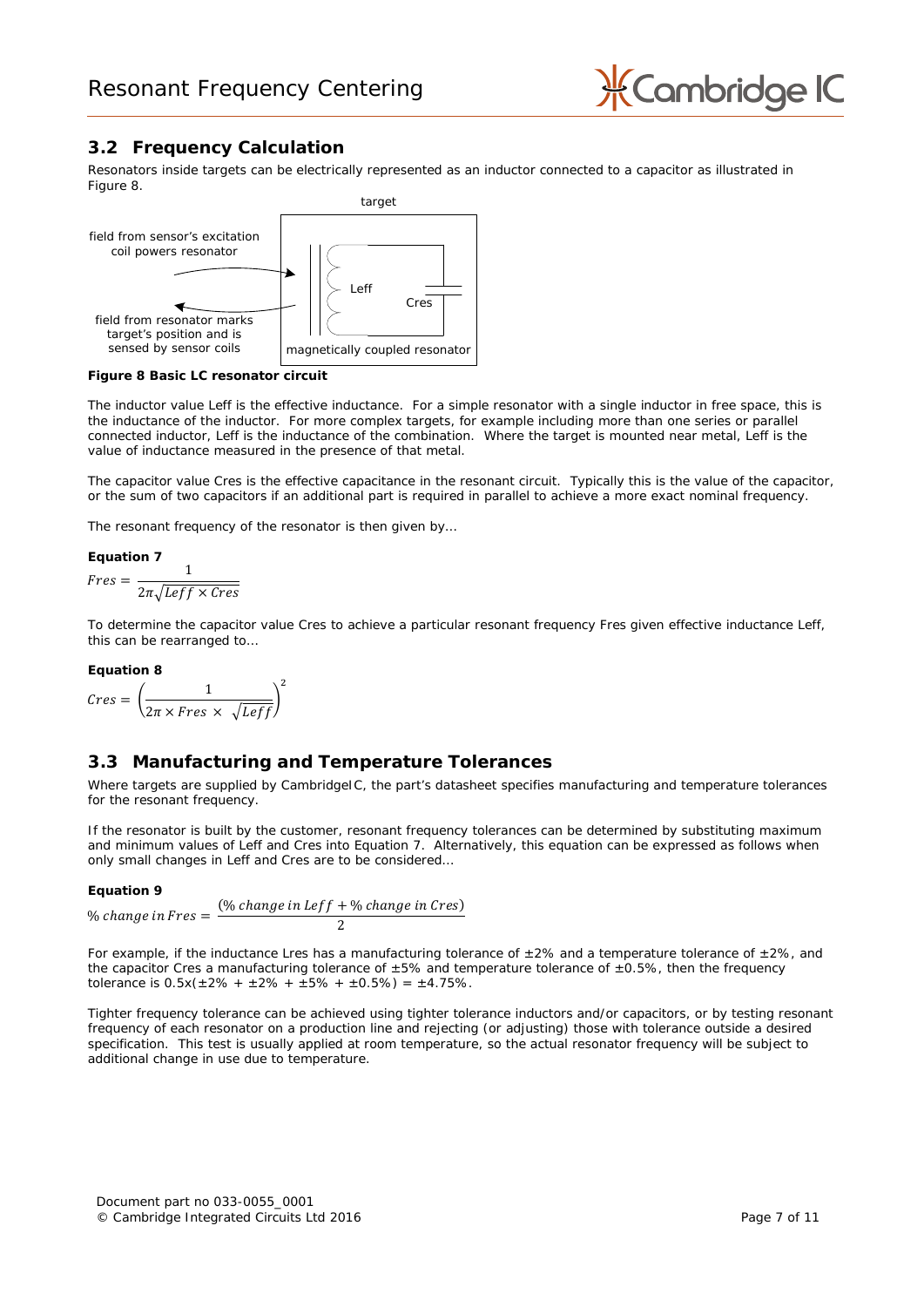## 3.2 Frequency Calculation

Resonators inside targets can be electrically represented as an inductor connected to a capacitor as illustrated in Figure 8.

**Figure 8 Basic LC resonator circuit**

The inductor value Leff is the effective inductance. For a simple resonator with a single inductor in free space, this is the inductance of the inductor. For more complex targets, for example including more than one series or parallel connected inductor, Leff is the inductance of the combination. Where the target is mounted near metal, Leff is the value of inductance measured in the presence of that metal.

The capacitor value Cres is the effective capacitance in the resonant circuit. Typically this is the value of the capacitor, or the sum of two capacitors if an additional part is required in parallel to achieve a more exact nominal frequency.

The resonant frequency of the resonator is then given by…

**Equation 7**

$$Fres = \frac{1}{2\pi\sqrt{Leff \times Cres}}$$

To determine the capacitor value Cres to achieve a particular resonant frequency Fres given effective inductance Leff, this can be rearranged to…

**Equation 8**

$$Cres = \left(\frac{1}{2\pi \times Fres \times \sqrt{Leff}}\right)^2$$

## 3.3 Manufacturing and Temperature Tolerances

Where targets are supplied by CambridgeIC, the part's datasheet specifies manufacturing and temperature tolerances for the resonant frequency.

If the resonator is built by the customer, resonant frequency tolerances can be determined by substituting maximum and minimum values of Leff and Cres into Equation 7. Alternatively, this equation can be expressed as follows when only small changes in Leff and Cres are to be considered…

**Equation 9**

$$\%\ change\ in\ Fres = \frac{(\%\ change\ in\ Leff + \%\ change\ in\ Cres)}{2}$$

For example, if the inductance Lres has a manufacturing tolerance of ±2% and a temperature tolerance of ±2%, and the capacitor Cres a manufacturing tolerance of ±5% and temperature tolerance of ±0.5%, then the frequency tolerance is 0.5x(±2% + ±2% + ±5% + ±0.5%) = ±4.75%.

Tighter frequency tolerance can be achieved using tighter tolerance inductors and/or capacitors, or by testing resonant frequency of each resonator on a production line and rejecting (or adjusting) those with tolerance outside a desired specification. This test is usually applied at room temperature, so the actual resonator frequency will be subject to additional change in use due to temperature.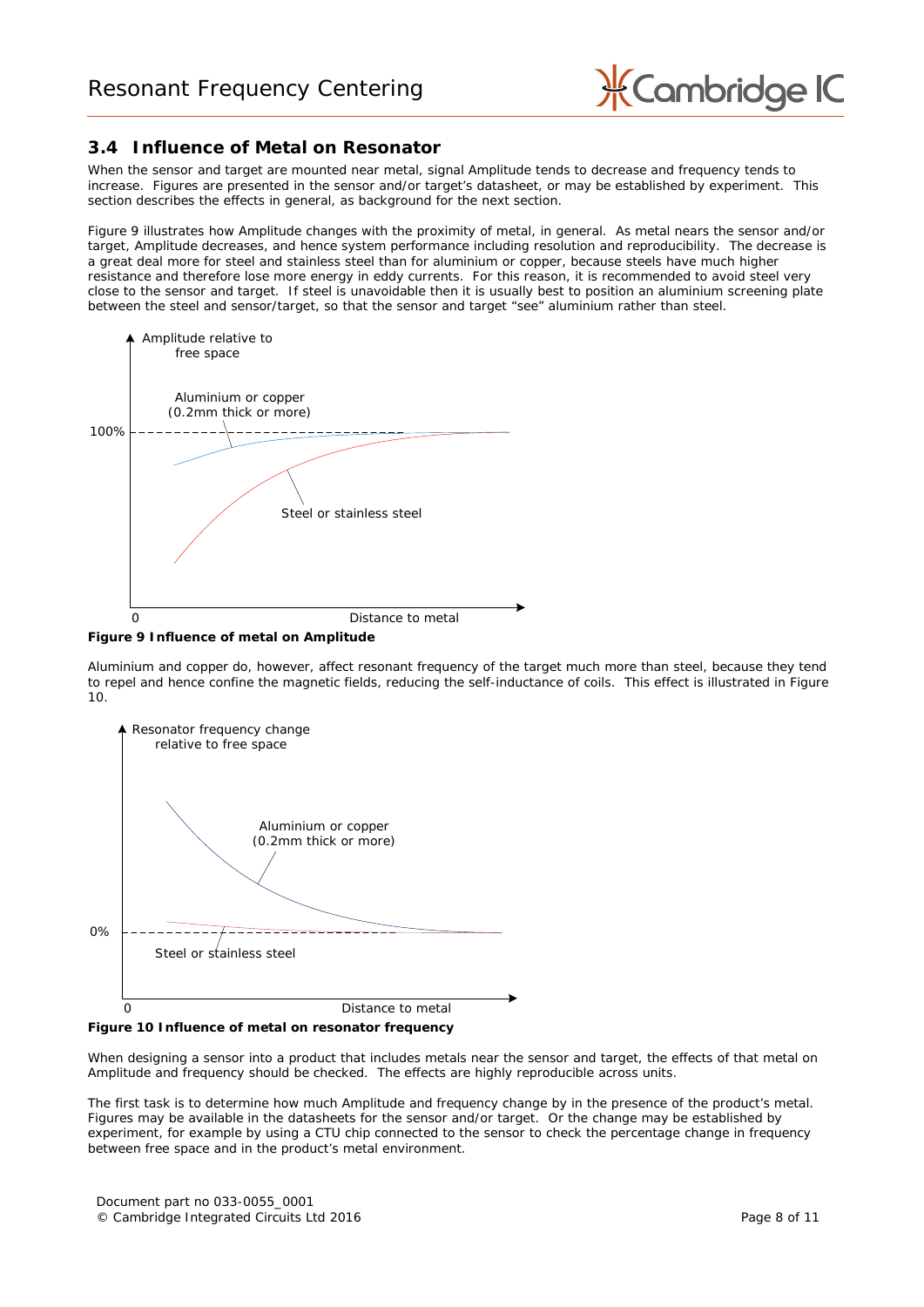## 3.4 Influence of Metal on Resonator

When the sensor and target are mounted near metal, signal Amplitude tends to decrease and frequency tends to increase. Figures are presented in the sensor and/or target's datasheet, or may be established by experiment. This section describes the effects in general, as background for the next section.

Figure 9 illustrates how Amplitude changes with the proximity of metal, in general. As metal nears the sensor and/or target, Amplitude decreases, and hence system performance including resolution and reproducibility. The decrease is a great deal more for steel and stainless steel than for aluminium or copper, because steels have much higher resistance and therefore lose more energy in eddy currents. For this reason, it is recommended to avoid steel very close to the sensor and target. If steel is unavoidable then it is usually best to position an aluminium screening plate between the steel and sensor/target, so that the sensor and target "see" aluminium rather than steel.

**Figure 9 Influence of metal on Amplitude**

Aluminium and copper do, however, affect resonant frequency of the target much more than steel, because they tend to repel and hence confine the magnetic fields, reducing the self-inductance of coils. This effect is illustrated in Figure 10.

**Figure 10 Influence of metal on resonator frequency**

When designing a sensor into a product that includes metals near the sensor and target, the effects of that metal on Amplitude and frequency should be checked. The effects are highly reproducible across units.

The first task is to determine how much Amplitude and frequency change by in the presence of the product's metal. Figures may be available in the datasheets for the sensor and/or target. Or the change may be established by experiment, for example by using a CTU chip connected to the sensor to check the percentage change in frequency between free space and in the product's metal environment.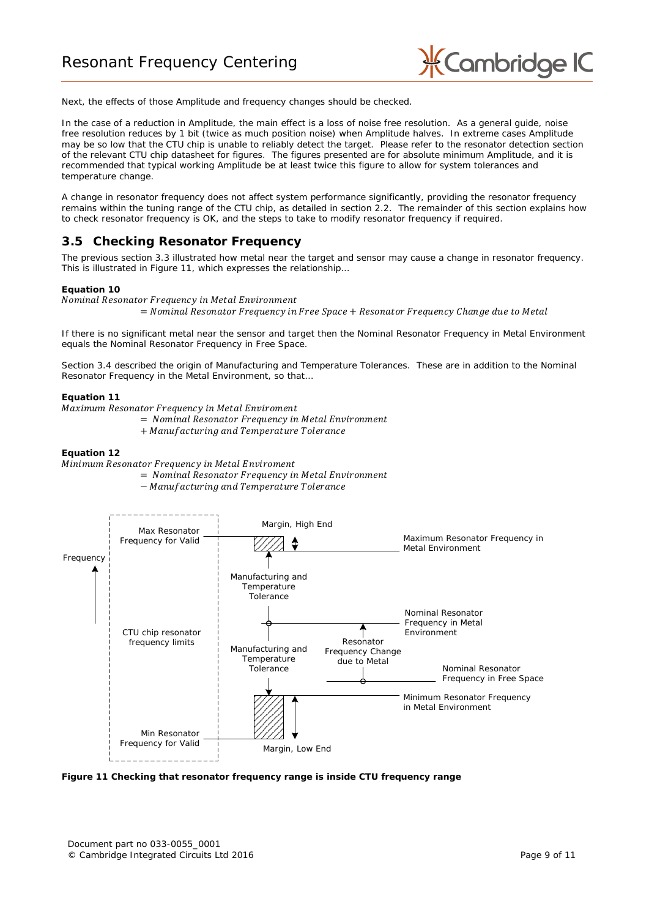Next, the effects of those Amplitude and frequency changes should be checked.

In the case of a reduction in Amplitude, the main effect is a loss of noise free resolution. As a general guide, noise free resolution reduces by 1 bit (twice as much position noise) when Amplitude halves. In extreme cases Amplitude may be so low that the CTU chip is unable to reliably detect the target. Please refer to the resonator detection section of the relevant CTU chip datasheet for figures. The figures presented are for absolute minimum Amplitude, and it is recommended that typical working Amplitude be at least twice this figure to allow for system tolerances and temperature change.

A change in resonator frequency does not affect system performance significantly, providing the resonator frequency remains within the tuning range of the CTU chip, as detailed in section 2.2. The remainder of this section explains how to check resonator frequency is OK, and the steps to take to modify resonator frequency if required.

## 3.5 Checking Resonator Frequency

The previous section 3.3 illustrated how metal near the target and sensor may cause a change in resonator frequency. This is illustrated in Figure 11, which expresses the relationship…

**Equation 10**

$$\begin{aligned}&\textit{Nominal Resonator Frequency in Metal Environment}\\&\quad = \textit{Nominal Resonator Frequency in Free Space} + \textit{Resonator Frequency Change due to Metal}\end{aligned}$$

If there is no significant metal near the sensor and target then the Nominal Resonator Frequency in Metal Environment equals the Nominal Resonator Frequency in Free Space.

Section 3.4 described the origin of Manufacturing and Temperature Tolerances. These are in addition to the Nominal Resonator Frequency in the Metal Environment, so that…

**Equation 11**

$$\begin{aligned}&\textit{Maximum Resonator Frequency in Metal Enviroment}\\&\quad = \textit{Nominal Resonator Frequency in Metal Environment}\\&\quad + \textit{Manufacturing and Temperature Tolerance}\end{aligned}$$

**Equation 12**

$$\begin{aligned}&\textit{Minimum Resonator Frequency in Metal Enviroment}\\&\quad = \textit{Nominal Resonator Frequency in Metal Environment}\\&\quad - \textit{Manufacturing and Temperature Tolerance}\end{aligned}$$

**Figure 11 Checking that resonator frequency range is inside CTU frequency range**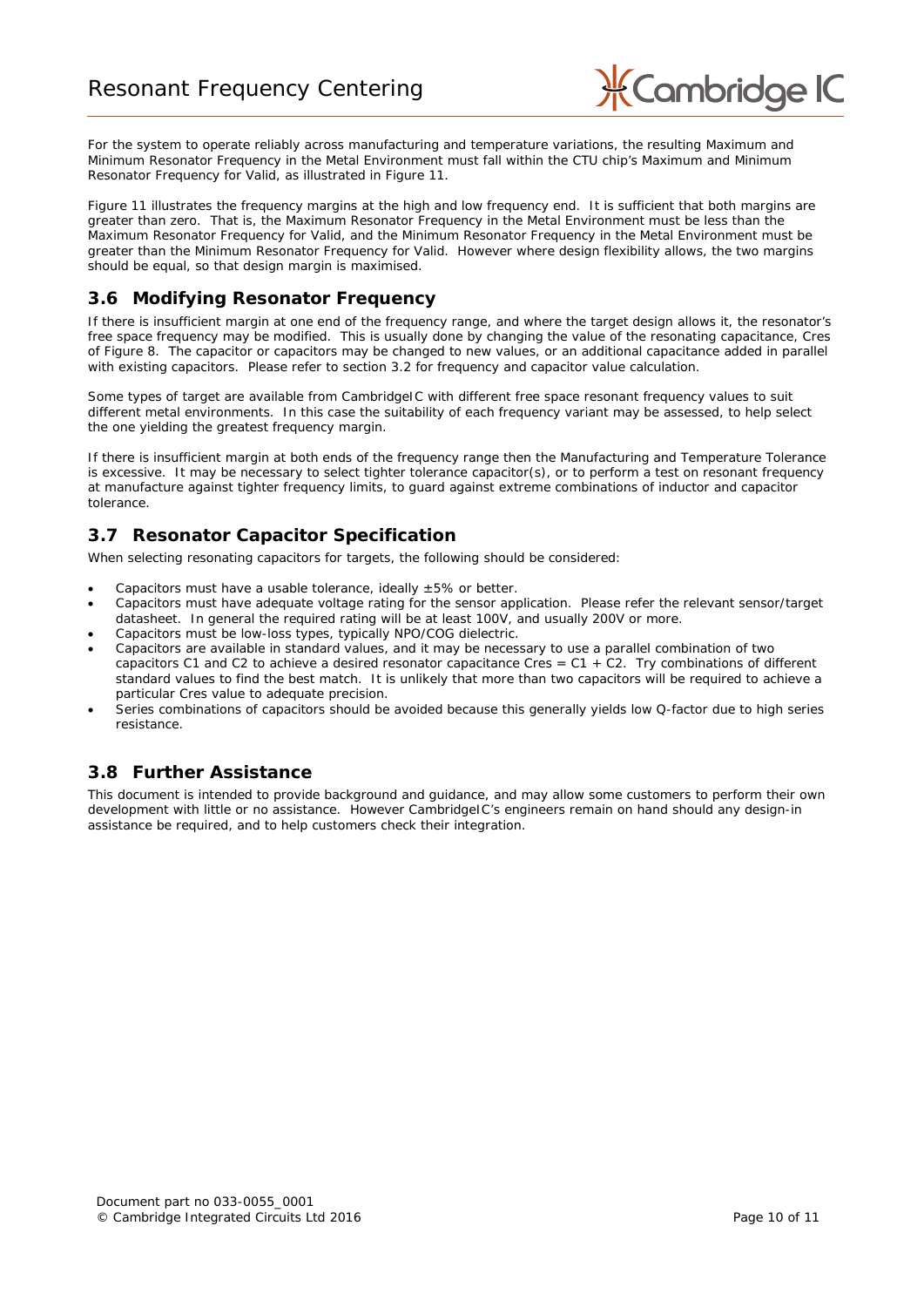For the system to operate reliably across manufacturing and temperature variations, the resulting Maximum and Minimum Resonator Frequency in the Metal Environment must fall within the CTU chip's Maximum and Minimum Resonator Frequency for Valid, as illustrated in Figure 11.

Figure 11 illustrates the frequency margins at the high and low frequency end. It is sufficient that both margins are greater than zero. That is, the Maximum Resonator Frequency in the Metal Environment must be less than the Maximum Resonator Frequency for Valid, and the Minimum Resonator Frequency in the Metal Environment must be greater than the Minimum Resonator Frequency for Valid. However where design flexibility allows, the two margins should be equal, so that design margin is maximised.

## 3.6 Modifying Resonator Frequency

If there is insufficient margin at one end of the frequency range, and where the target design allows it, the resonator's free space frequency may be modified. This is usually done by changing the value of the resonating capacitance, Cres of Figure 8. The capacitor or capacitors may be changed to new values, or an additional capacitance added in parallel with existing capacitors. Please refer to section 3.2 for frequency and capacitor value calculation.

Some types of target are available from CambridgeIC with different free space resonant frequency values to suit different metal environments. In this case the suitability of each frequency variant may be assessed, to help select the one yielding the greatest frequency margin.

If there is insufficient margin at both ends of the frequency range then the Manufacturing and Temperature Tolerance is excessive. It may be necessary to select tighter tolerance capacitor(s), or to perform a test on resonant frequency at manufacture against tighter frequency limits, to guard against extreme combinations of inductor and capacitor tolerance.

## 3.7 Resonator Capacitor Specification

When selecting resonating capacitors for targets, the following should be considered:

- Capacitors must have a usable tolerance, ideally ±5% or better.
- Capacitors must have adequate voltage rating for the sensor application. Please refer the relevant sensor/target datasheet. In general the required rating will be at least 100V, and usually 200V or more.
- Capacitors must be low-loss types, typically NPO/COG dielectric.
- Capacitors are available in standard values, and it may be necessary to use a parallel combination of two capacitors C1 and C2 to achieve a desired resonator capacitance Cres = C1 + C2. Try combinations of different standard values to find the best match. It is unlikely that more than two capacitors will be required to achieve a particular Cres value to adequate precision.
- Series combinations of capacitors should be avoided because this generally yields low Q-factor due to high series resistance.

## 3.8 Further Assistance

This document is intended to provide background and guidance, and may allow some customers to perform their own development with little or no assistance. However CambridgeIC's engineers remain on hand should any design-in assistance be required, and to help customers check their integration.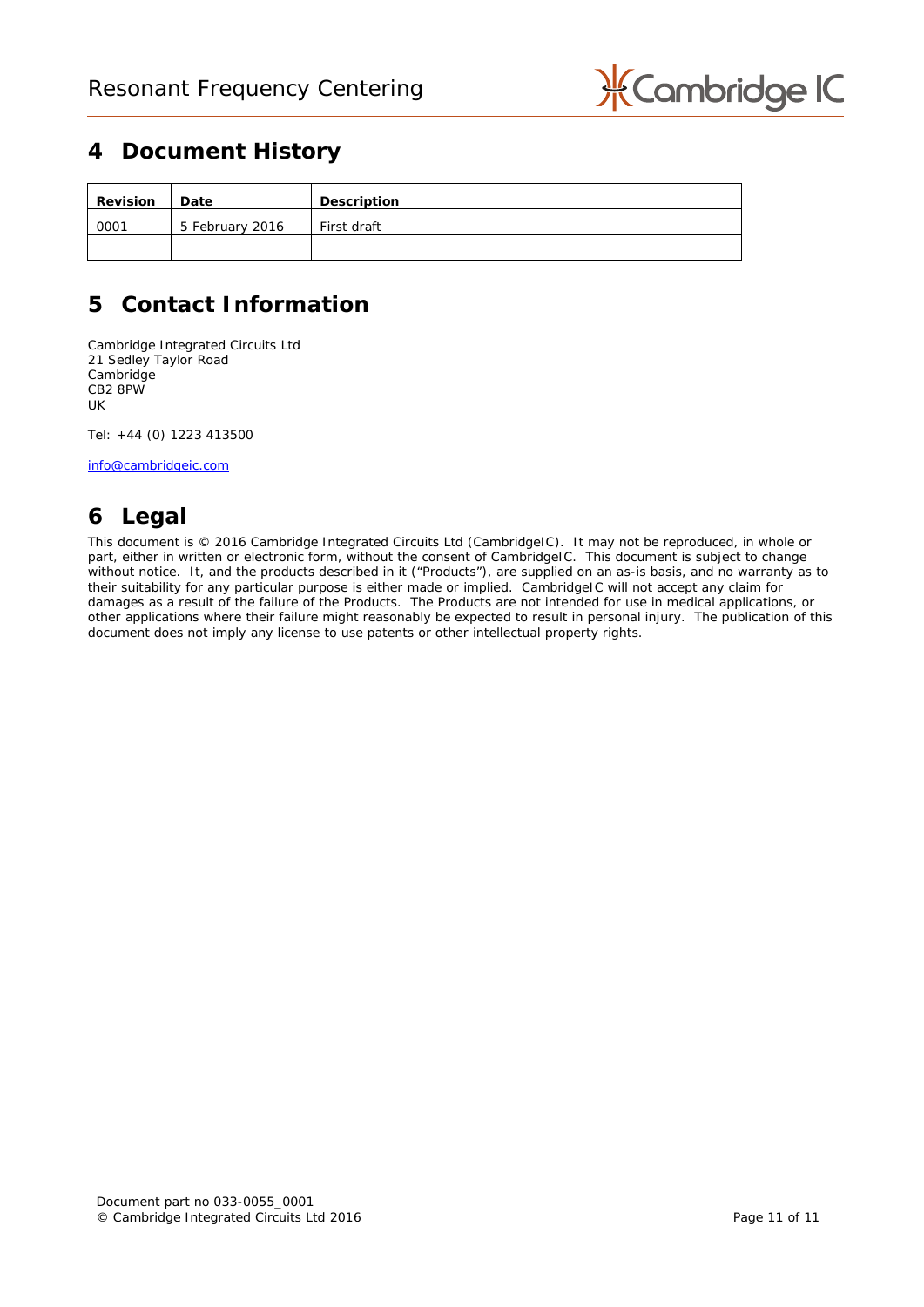## 4 Document History

| Revision | Date | Description |
|---|---|---|
| 0001 | 5 February 2016 | First draft |
| | | |

## 5 Contact Information

Cambridge Integrated Circuits Ltd
21 Sedley Taylor Road
Cambridge
CB2 8PW
UK

Tel: +44 (0) 1223 413500

info@cambridgeic.com

## 6 Legal

This document is © 2016 Cambridge Integrated Circuits Ltd (CambridgeIC). It may not be reproduced, in whole or part, either in written or electronic form, without the consent of CambridgeIC. This document is subject to change without notice. It, and the products described in it ("Products"), are supplied on an as-is basis, and no warranty as to their suitability for any particular purpose is either made or implied. CambridgeIC will not accept any claim for damages as a result of the failure of the Products. The Products are not intended for use in medical applications, or other applications where their failure might reasonably be expected to result in personal injury. The publication of this document does not imply any license to use patents or other intellectual property rights.